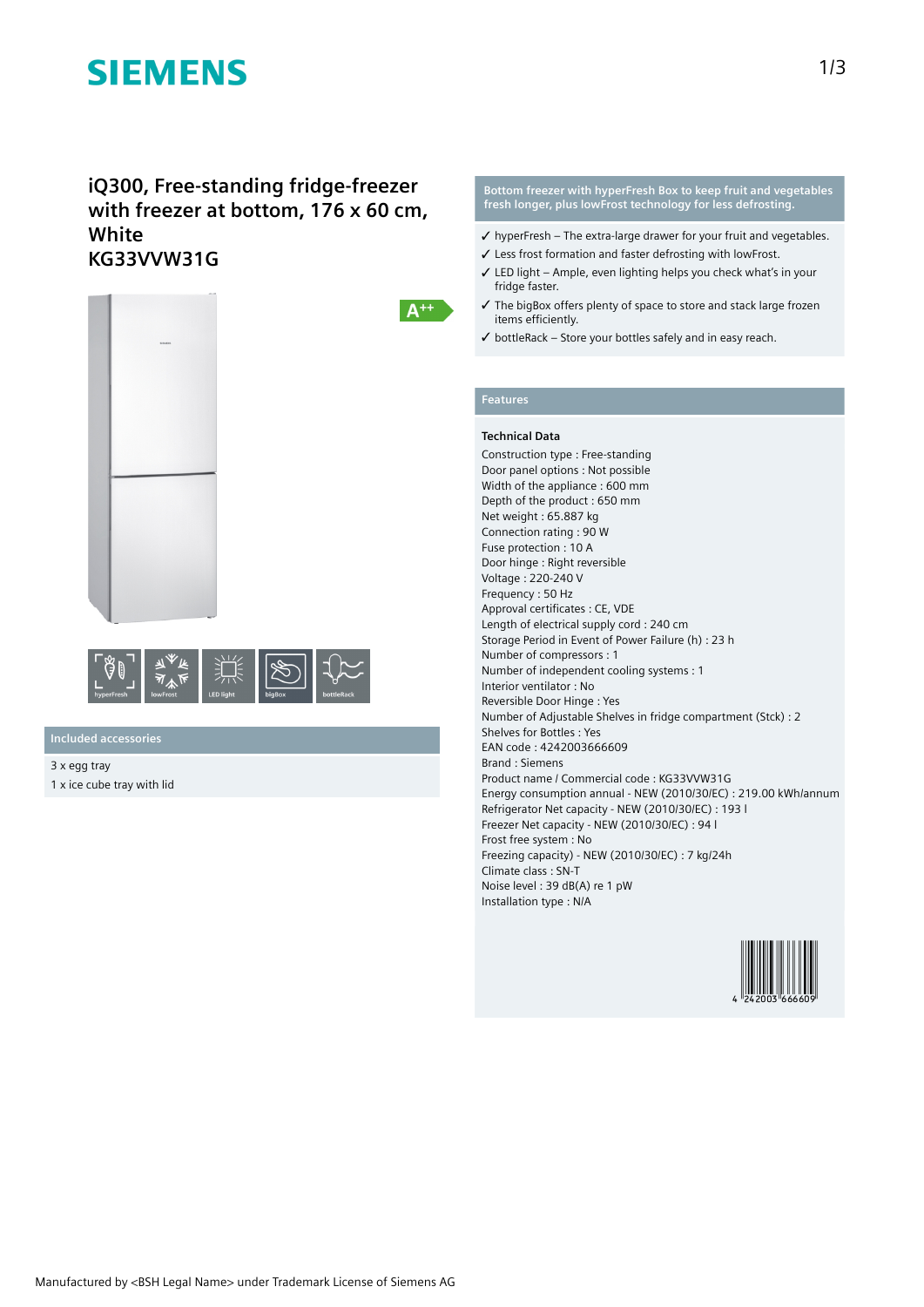# SIEMENS

## iQ300, Free-standing fridge-freezer with freezer at bottom, 176 x 60 cm, White
## KG33VVW31G

A++

hyperFresh | lowFrost | LED light | bigBox | bottleRack

### Included accessories

3 x egg tray
1 x ice cube tray with lid

### Bottom freezer with hyperFresh Box to keep fruit and vegetables fresh longer, plus lowFrost technology for less defrosting.

- ✓ hyperFresh – The extra-large drawer for your fruit and vegetables.
- ✓ Less frost formation and faster defrosting with lowFrost.
- ✓ LED light – Ample, even lighting helps you check what's in your fridge faster.
- ✓ The bigBox offers plenty of space to store and stack large frozen items efficiently.
- ✓ bottleRack – Store your bottles safely and in easy reach.

### Features

**Technical Data**

Construction type : Free-standing
Door panel options : Not possible
Width of the appliance : 600 mm
Depth of the product : 650 mm
Net weight : 65.887 kg
Connection rating : 90 W
Fuse protection : 10 A
Door hinge : Right reversible
Voltage : 220-240 V
Frequency : 50 Hz
Approval certificates : CE, VDE
Length of electrical supply cord : 240 cm
Storage Period in Event of Power Failure (h) : 23 h
Number of compressors : 1
Number of independent cooling systems : 1
Interior ventilator : No
Reversible Door Hinge : Yes
Number of Adjustable Shelves in fridge compartment (Stck) : 2
Shelves for Bottles : Yes
EAN code : 4242003666609
Brand : Siemens
Product name / Commercial code : KG33VVW31G
Energy consumption annual - NEW (2010/30/EC) : 219.00 kWh/annum
Refrigerator Net capacity - NEW (2010/30/EC) : 193 l
Freezer Net capacity - NEW (2010/30/EC) : 94 l
Frost free system : No
Freezing capacity) - NEW (2010/30/EC) : 7 kg/24h
Climate class : SN-T
Noise level : 39 dB(A) re 1 pW
Installation type : N/A

4 242003 666609

Manufactured by <BSH Legal Name> under Trademark License of Siemens AG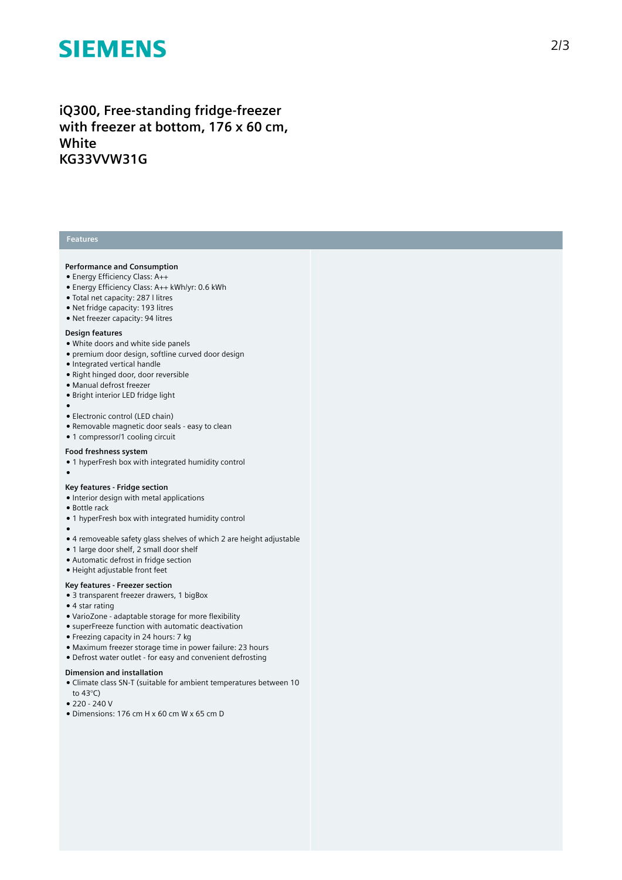# SIEMENS

## iQ300, Free-standing fridge-freezer with freezer at bottom, 176 x 60 cm, White
## KG33VVW31G

### Features

**Performance and Consumption**
- Energy Efficiency Class: A++
- Energy Efficiency Class: A++ kWh/yr: 0.6 kWh
- Total net capacity: 287 l litres
- Net fridge capacity: 193 litres
- Net freezer capacity: 94 litres

**Design features**
- White doors and white side panels
- premium door design, softline curved door design
- Integrated vertical handle
- Right hinged door, door reversible
- Manual defrost freezer
- Bright interior LED fridge light
- 
- Electronic control (LED chain)
- Removable magnetic door seals - easy to clean
- 1 compressor/1 cooling circuit

**Food freshness system**
- 1 hyperFresh box with integrated humidity control
- 

**Key features - Fridge section**
- Interior design with metal applications
- Bottle rack
- 1 hyperFresh box with integrated humidity control
- 
- 4 removeable safety glass shelves of which 2 are height adjustable
- 1 large door shelf, 2 small door shelf
- Automatic defrost in fridge section
- Height adjustable front feet

**Key features - Freezer section**
- 3 transparent freezer drawers, 1 bigBox
- 4 star rating
- VarioZone - adaptable storage for more flexibility
- superFreeze function with automatic deactivation
- Freezing capacity in 24 hours: 7 kg
- Maximum freezer storage time in power failure: 23 hours
- Defrost water outlet - for easy and convenient defrosting

**Dimension and installation**
- Climate class SN-T (suitable for ambient temperatures between 10 to 43°C)
- 220 - 240 V
- Dimensions: 176 cm H x 60 cm W x 65 cm D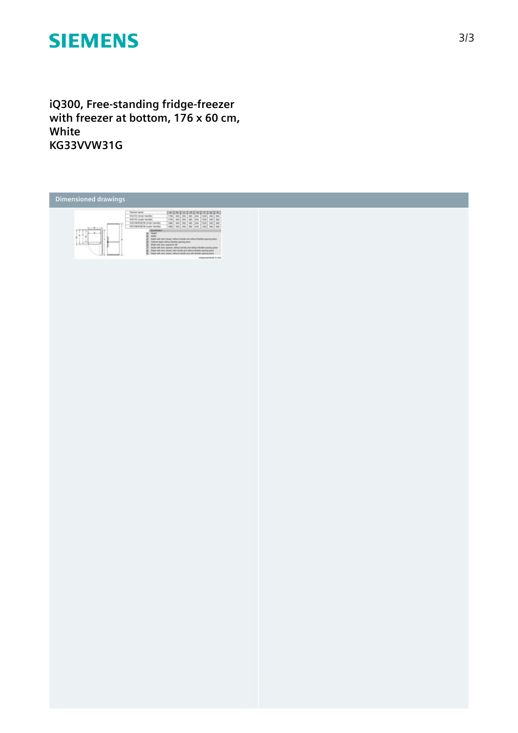iQ300, Free-standing fridge-freezer with freezer at bottom, 176 x 60 cm, White

KG33VVW31G

## Dimensioned drawings